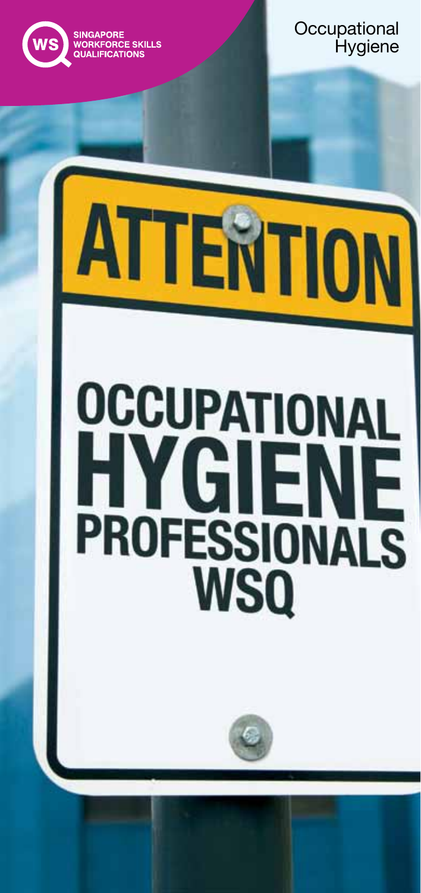SINGAPORE WORKFORCE SKILLS QUALIFICATIONS

Occupational Hygiene

# ATTENTION

# OCCUPATIONAL HYGIENE PROFESSIONALS WSQ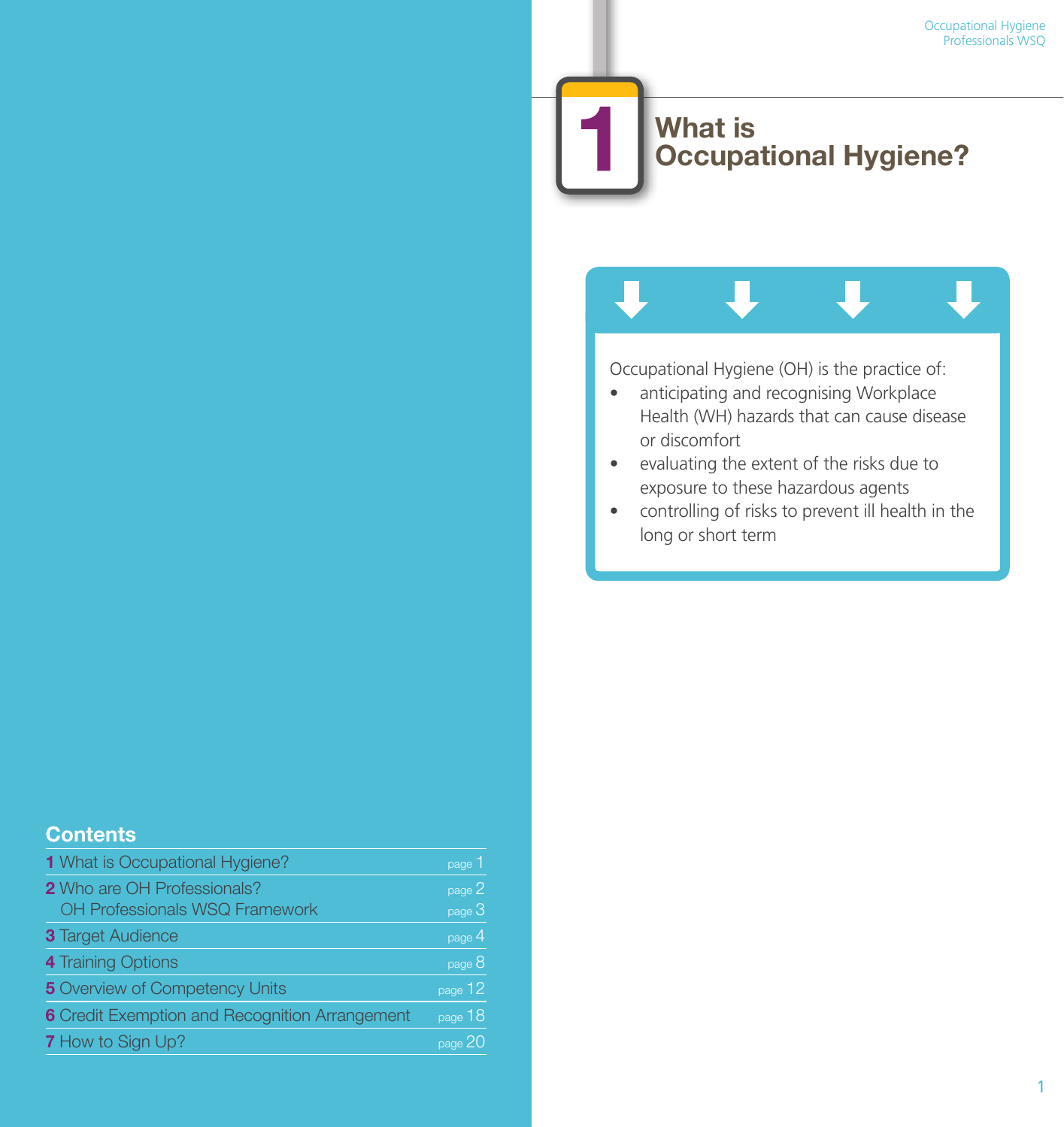## Contents

| | |
|---|---|
| **1** What is Occupational Hygiene? | page 1 |
| **2** Who are OH Professionals? | page 2 |
| OH Professionals WSQ Framework | page 3 |
| **3** Target Audience | page 4 |
| **4** Training Options | page 8 |
| **5** Overview of Competency Units | page 12 |
| **6** Credit Exemption and Recognition Arrangement | page 18 |
| **7** How to Sign Up? | page 20 |

# 1 What is Occupational Hygiene?

Occupational Hygiene (OH) is the practice of:

- anticipating and recognising Workplace Health (WH) hazards that can cause disease or discomfort
- evaluating the extent of the risks due to exposure to these hazardous agents
- controlling of risks to prevent ill health in the long or short term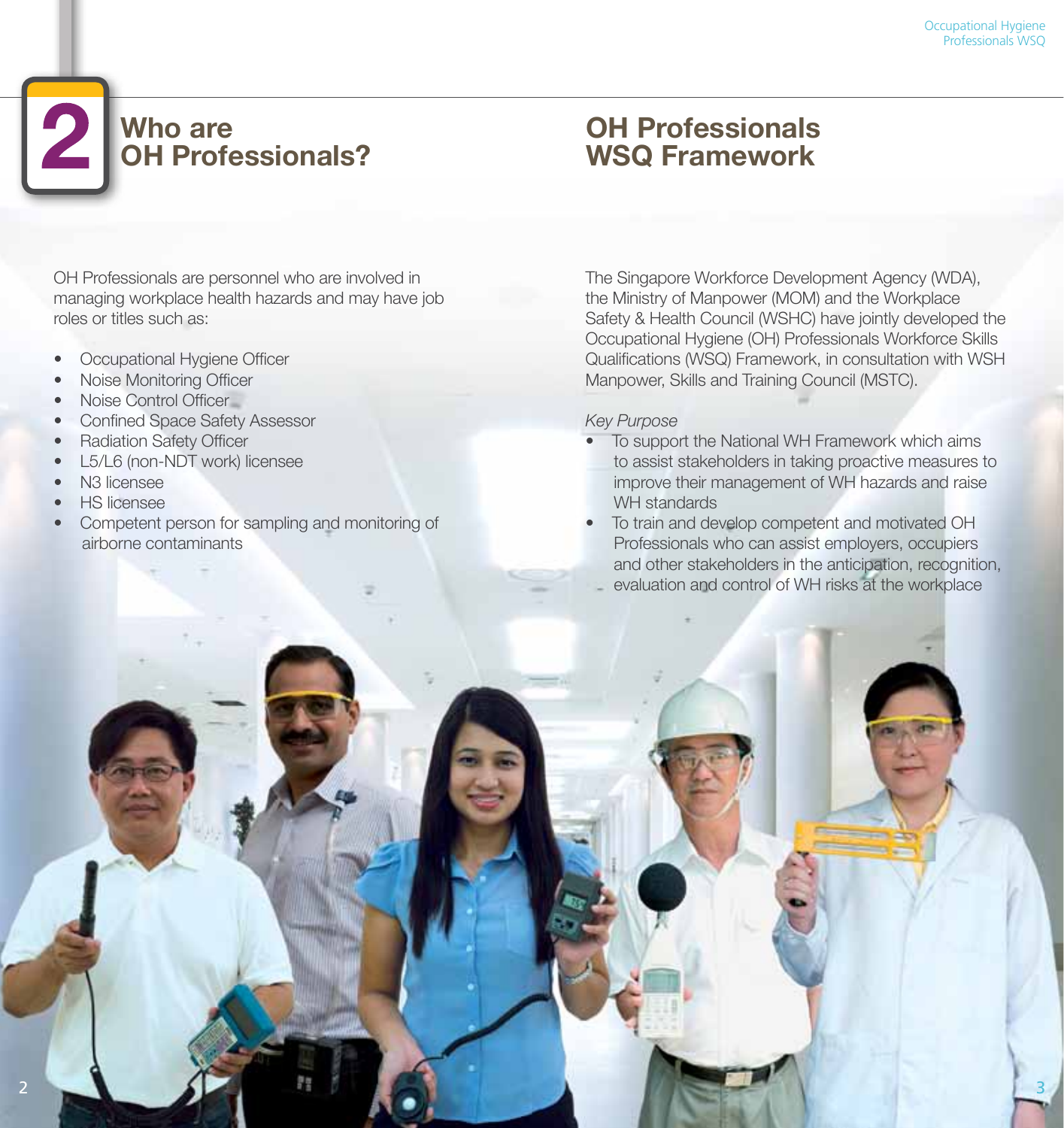# 2 Who are OH Professionals?

OH Professionals are personnel who are involved in managing workplace health hazards and may have job roles or titles such as:

- Occupational Hygiene Officer
- Noise Monitoring Officer
- Noise Control Officer
- Confined Space Safety Assessor
- Radiation Safety Officer
- L5/L6 (non-NDT work) licensee
- N3 licensee
- HS licensee
- Competent person for sampling and monitoring of airborne contaminants

# OH Professionals WSQ Framework

The Singapore Workforce Development Agency (WDA), the Ministry of Manpower (MOM) and the Workplace Safety & Health Council (WSHC) have jointly developed the Occupational Hygiene (OH) Professionals Workforce Skills Qualifications (WSQ) Framework, in consultation with WSH Manpower, Skills and Training Council (MSTC).

*Key Purpose*

- To support the National WH Framework which aims to assist stakeholders in taking proactive measures to improve their management of WH hazards and raise WH standards
- To train and develop competent and motivated OH Professionals who can assist employers, occupiers and other stakeholders in the anticipation, recognition, evaluation and control of WH risks at the workplace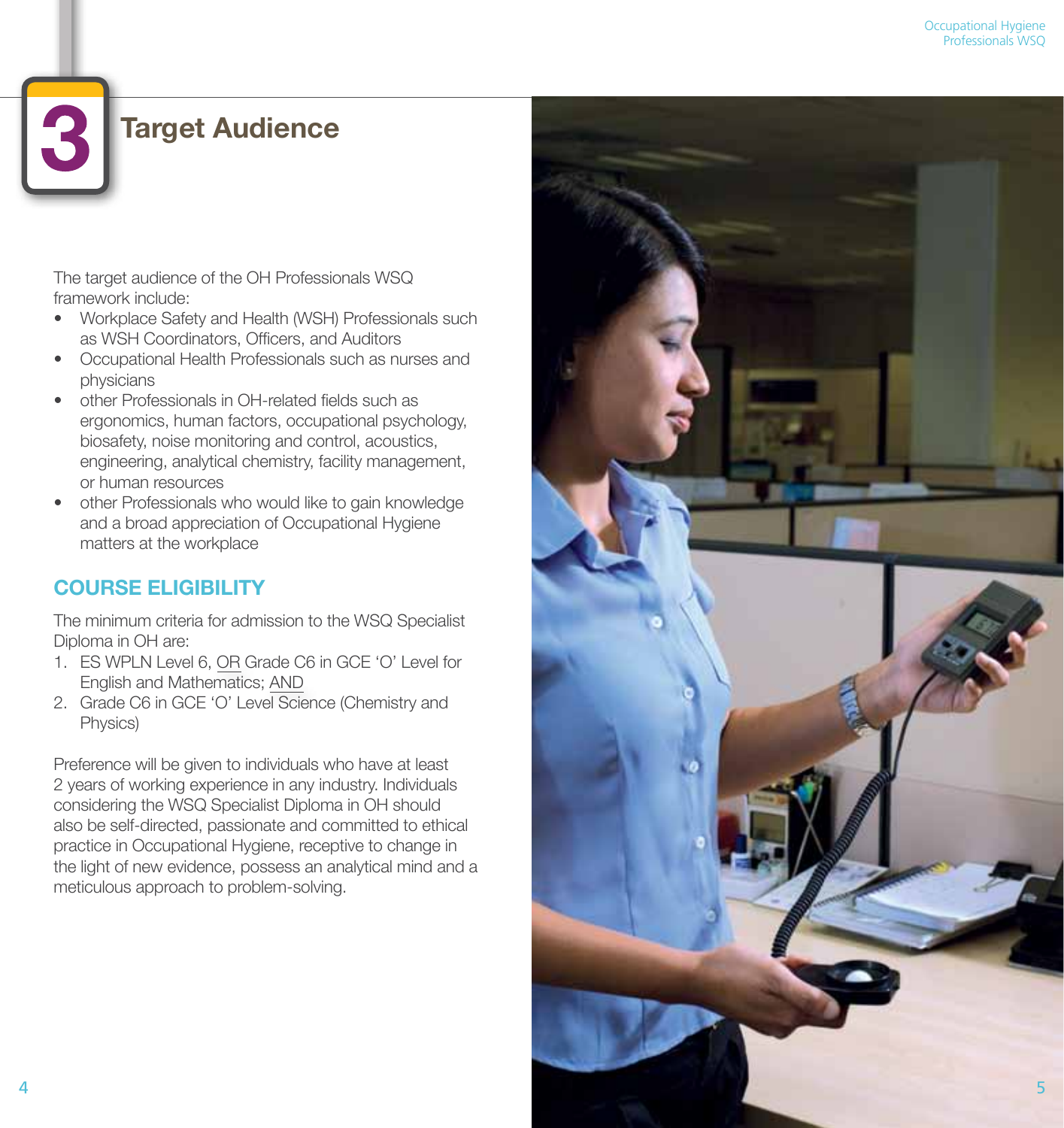# 3 Target Audience

The target audience of the OH Professionals WSQ framework include:

- Workplace Safety and Health (WSH) Professionals such as WSH Coordinators, Officers, and Auditors
- Occupational Health Professionals such as nurses and physicians
- other Professionals in OH-related fields such as ergonomics, human factors, occupational psychology, biosafety, noise monitoring and control, acoustics, engineering, analytical chemistry, facility management, or human resources
- other Professionals who would like to gain knowledge and a broad appreciation of Occupational Hygiene matters at the workplace

## COURSE ELIGIBILITY

The minimum criteria for admission to the WSQ Specialist Diploma in OH are:

1. ES WPLN Level 6, OR Grade C6 in GCE 'O' Level for English and Mathematics; AND
2. Grade C6 in GCE 'O' Level Science (Chemistry and Physics)

Preference will be given to individuals who have at least 2 years of working experience in any industry. Individuals considering the WSQ Specialist Diploma in OH should also be self-directed, passionate and committed to ethical practice in Occupational Hygiene, receptive to change in the light of new evidence, possess an analytical mind and a meticulous approach to problem-solving.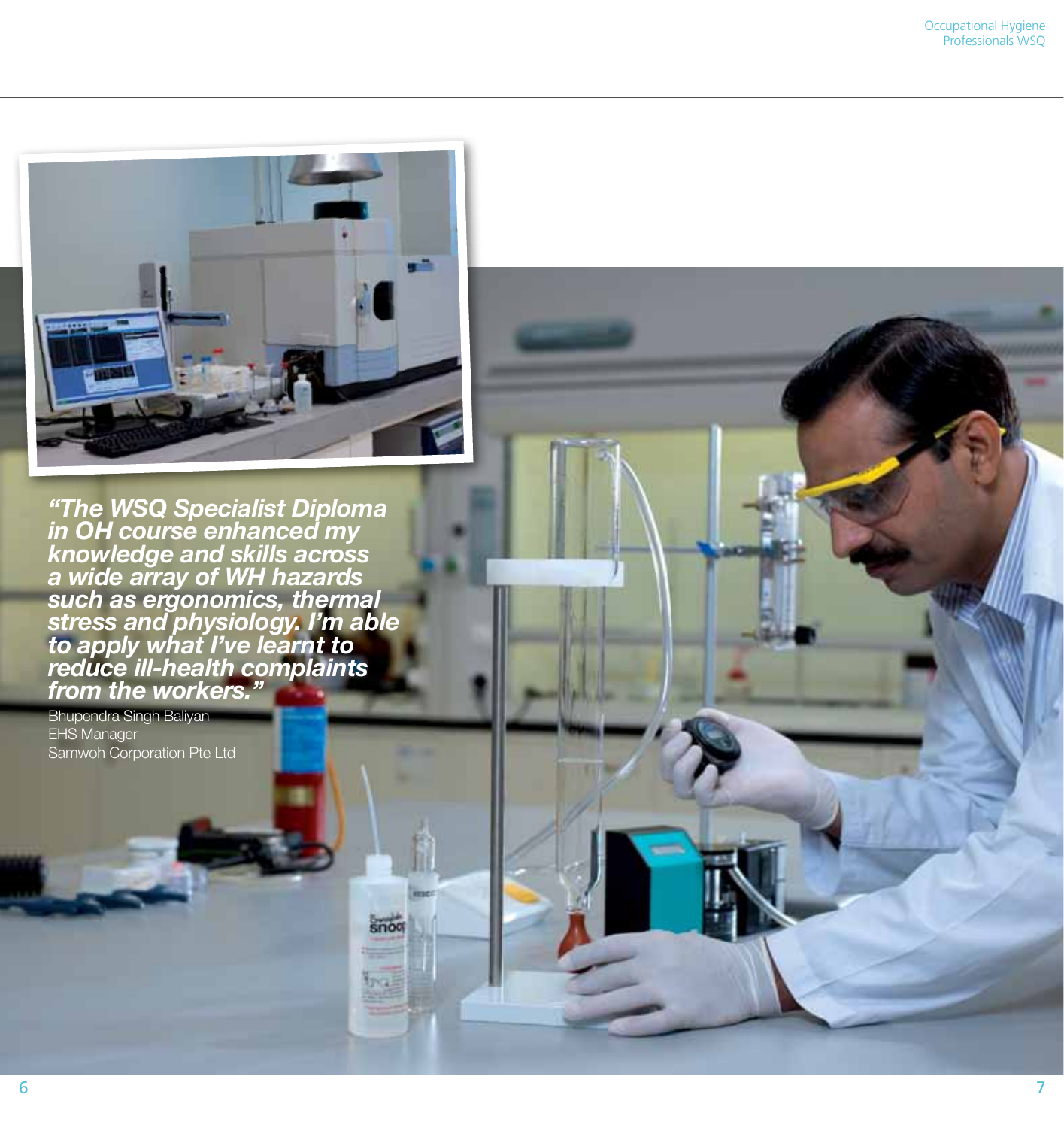*"The WSQ Specialist Diploma in OH course enhanced my knowledge and skills across a wide array of WH hazards such as ergonomics, thermal stress and physiology. I'm able to apply what I've learnt to reduce ill-health complaints from the workers."*

Bhupendra Singh Baliyan
EHS Manager
Samwoh Corporation Pte Ltd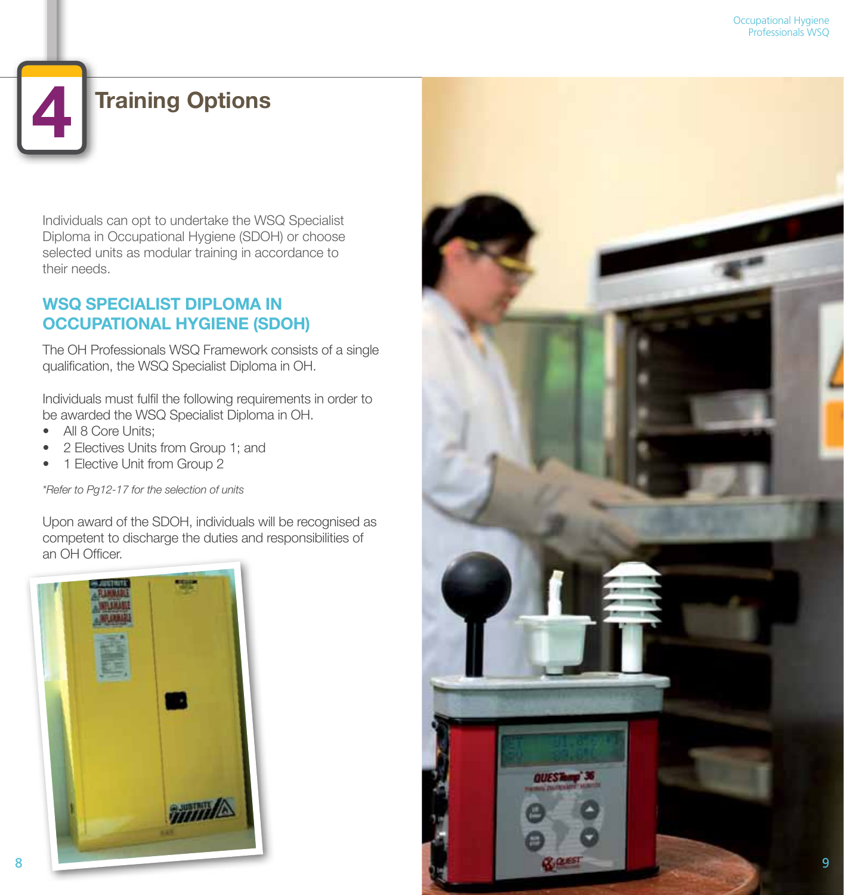# 4 Training Options

Individuals can opt to undertake the WSQ Specialist Diploma in Occupational Hygiene (SDOH) or choose selected units as modular training in accordance to their needs.

## WSQ SPECIALIST DIPLOMA IN OCCUPATIONAL HYGIENE (SDOH)

The OH Professionals WSQ Framework consists of a single qualification, the WSQ Specialist Diploma in OH.

Individuals must fulfil the following requirements in order to be awarded the WSQ Specialist Diploma in OH.

- All 8 Core Units;
- 2 Electives Units from Group 1; and
- 1 Elective Unit from Group 2

*\*Refer to Pg12-17 for the selection of units*

Upon award of the SDOH, individuals will be recognised as competent to discharge the duties and responsibilities of an OH Officer.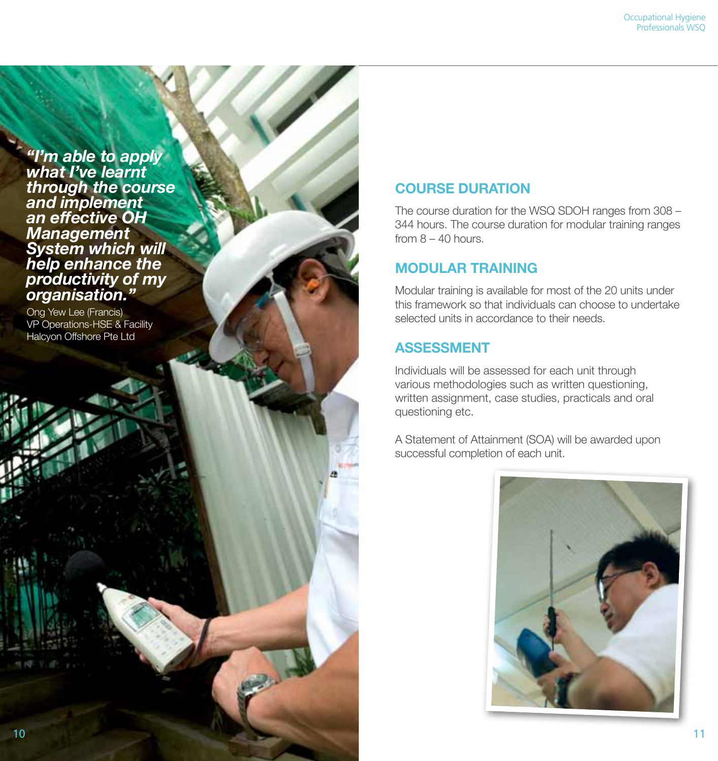***"I'm able to apply what I've learnt through the course and implement an effective OH Management System which will help enhance the productivity of my organisation."***

Ong Yew Lee (Francis)
VP Operations-HSE & Facility
Halcyon Offshore Pte Ltd

## COURSE DURATION

The course duration for the WSQ SDOH ranges from 308 – 344 hours. The course duration for modular training ranges from 8 – 40 hours.

## MODULAR TRAINING

Modular training is available for most of the 20 units under this framework so that individuals can choose to undertake selected units in accordance to their needs.

## ASSESSMENT

Individuals will be assessed for each unit through various methodologies such as written questioning, written assignment, case studies, practicals and oral questioning etc.

A Statement of Attainment (SOA) will be awarded upon successful completion of each unit.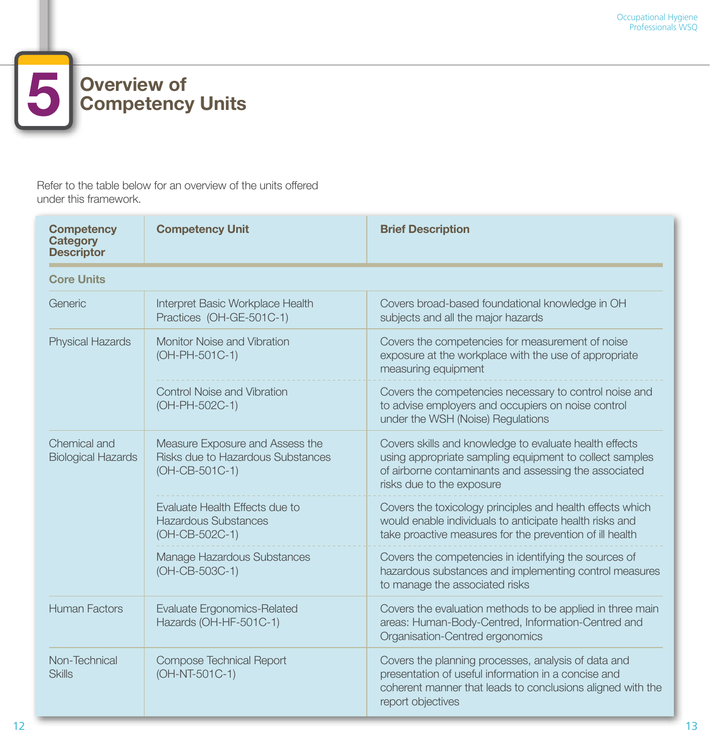# 5 Overview of Competency Units

Refer to the table below for an overview of the units offered under this framework.

| Competency Category Descriptor | Competency Unit | Brief Description |
|---|---|---|
| **Core Units** | | |
| Generic | Interpret Basic Workplace Health Practices (OH-GE-501C-1) | Covers broad-based foundational knowledge in OH subjects and all the major hazards |
| Physical Hazards | Monitor Noise and Vibration (OH-PH-501C-1) | Covers the competencies for measurement of noise exposure at the workplace with the use of appropriate measuring equipment |
| | Control Noise and Vibration (OH-PH-502C-1) | Covers the competencies necessary to control noise and to advise employers and occupiers on noise control under the WSH (Noise) Regulations |
| Chemical and Biological Hazards | Measure Exposure and Assess the Risks due to Hazardous Substances (OH-CB-501C-1) | Covers skills and knowledge to evaluate health effects using appropriate sampling equipment to collect samples of airborne contaminants and assessing the associated risks due to the exposure |
| | Evaluate Health Effects due to Hazardous Substances (OH-CB-502C-1) | Covers the toxicology principles and health effects which would enable individuals to anticipate health risks and take proactive measures for the prevention of ill health |
| | Manage Hazardous Substances (OH-CB-503C-1) | Covers the competencies in identifying the sources of hazardous substances and implementing control measures to manage the associated risks |
| Human Factors | Evaluate Ergonomics-Related Hazards (OH-HF-501C-1) | Covers the evaluation methods to be applied in three main areas: Human-Body-Centred, Information-Centred and Organisation-Centred ergonomics |
| Non-Technical Skills | Compose Technical Report (OH-NT-501C-1) | Covers the planning processes, analysis of data and presentation of useful information in a concise and coherent manner that leads to conclusions aligned with the report objectives |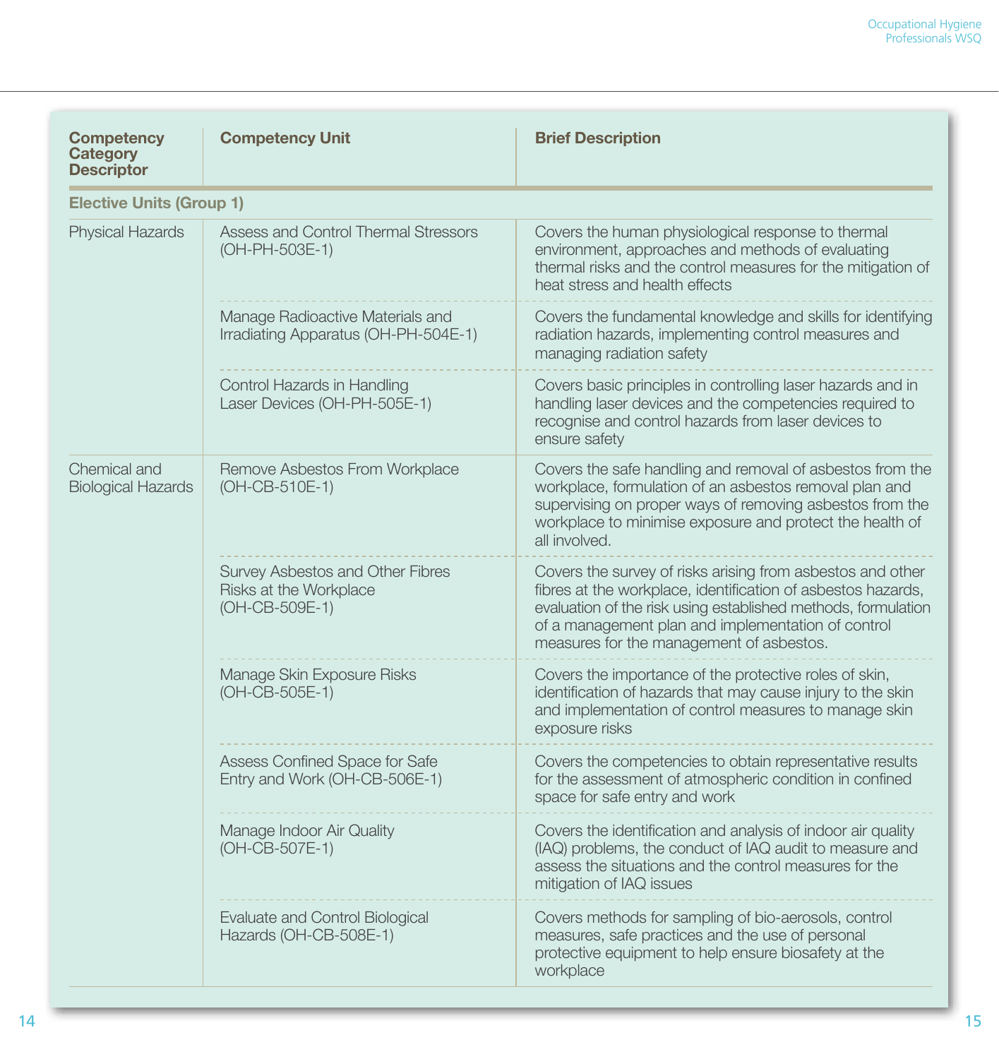| Competency Category Descriptor | Competency Unit | Brief Description |
|---|---|---|
| **Elective Units (Group 1)** | | |
| Physical Hazards | Assess and Control Thermal Stressors (OH-PH-503E-1) | Covers the human physiological response to thermal environment, approaches and methods of evaluating thermal risks and the control measures for the mitigation of heat stress and health effects |
| | Manage Radioactive Materials and Irradiating Apparatus (OH-PH-504E-1) | Covers the fundamental knowledge and skills for identifying radiation hazards, implementing control measures and managing radiation safety |
| | Control Hazards in Handling Laser Devices (OH-PH-505E-1) | Covers basic principles in controlling laser hazards and in handling laser devices and the competencies required to recognise and control hazards from laser devices to ensure safety |
| Chemical and Biological Hazards | Remove Asbestos From Workplace (OH-CB-510E-1) | Covers the safe handling and removal of asbestos from the workplace, formulation of an asbestos removal plan and supervising on proper ways of removing asbestos from the workplace to minimise exposure and protect the health of all involved. |
| | Survey Asbestos and Other Fibres Risks at the Workplace (OH-CB-509E-1) | Covers the survey of risks arising from asbestos and other fibres at the workplace, identification of asbestos hazards, evaluation of the risk using established methods, formulation of a management plan and implementation of control measures for the management of asbestos. |
| | Manage Skin Exposure Risks (OH-CB-505E-1) | Covers the importance of the protective roles of skin, identification of hazards that may cause injury to the skin and implementation of control measures to manage skin exposure risks |
| | Assess Confined Space for Safe Entry and Work (OH-CB-506E-1) | Covers the competencies to obtain representative results for the assessment of atmospheric condition in confined space for safe entry and work |
| | Manage Indoor Air Quality (OH-CB-507E-1) | Covers the identification and analysis of indoor air quality (IAQ) problems, the conduct of IAQ audit to measure and assess the situations and the control measures for the mitigation of IAQ issues |
| | Evaluate and Control Biological Hazards (OH-CB-508E-1) | Covers methods for sampling of bio-aerosols, control measures, safe practices and the use of personal protective equipment to help ensure biosafety at the workplace |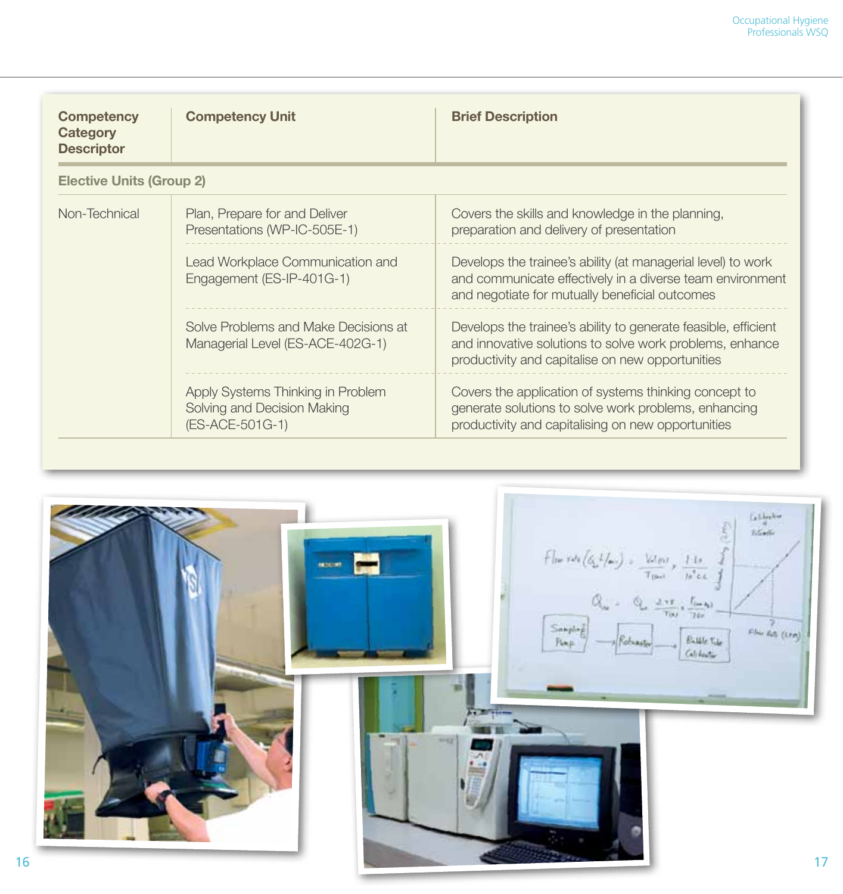| Competency Category Descriptor | Competency Unit | Brief Description |
|---|---|---|
| **Elective Units (Group 2)** | | |
| Non-Technical | Plan, Prepare for and Deliver Presentations (WP-IC-505E-1) | Covers the skills and knowledge in the planning, preparation and delivery of presentation |
| | Lead Workplace Communication and Engagement (ES-IP-401G-1) | Develops the trainee's ability (at managerial level) to work and communicate effectively in a diverse team environment and negotiate for mutually beneficial outcomes |
| | Solve Problems and Make Decisions at Managerial Level (ES-ACE-402G-1) | Develops the trainee's ability to generate feasible, efficient and innovative solutions to solve work problems, enhance productivity and capitalise on new opportunities |
| | Apply Systems Thinking in Problem Solving and Decision Making (ES-ACE-501G-1) | Covers the application of systems thinking concept to generate solutions to solve work problems, enhancing productivity and capitalising on new opportunities |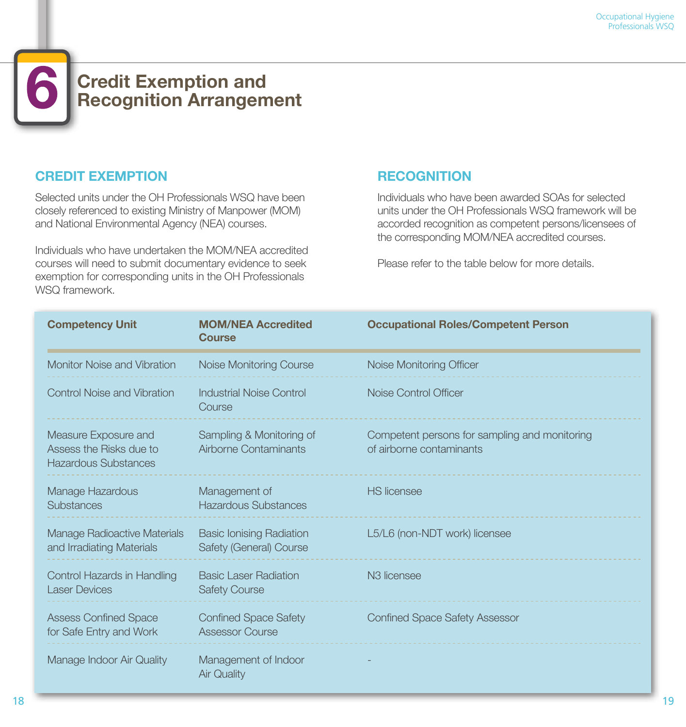# 6 Credit Exemption and Recognition Arrangement

## CREDIT EXEMPTION

Selected units under the OH Professionals WSQ have been closely referenced to existing Ministry of Manpower (MOM) and National Environmental Agency (NEA) courses.

Individuals who have undertaken the MOM/NEA accredited courses will need to submit documentary evidence to seek exemption for corresponding units in the OH Professionals WSQ framework.

## RECOGNITION

Individuals who have been awarded SOAs for selected units under the OH Professionals WSQ framework will be accorded recognition as competent persons/licensees of the corresponding MOM/NEA accredited courses.

Please refer to the table below for more details.

| Competency Unit | MOM/NEA Accredited Course | Occupational Roles/Competent Person |
|---|---|---|
| Monitor Noise and Vibration | Noise Monitoring Course | Noise Monitoring Officer |
| Control Noise and Vibration | Industrial Noise Control Course | Noise Control Officer |
| Measure Exposure and Assess the Risks due to Hazardous Substances | Sampling & Monitoring of Airborne Contaminants | Competent persons for sampling and monitoring of airborne contaminants |
| Manage Hazardous Substances | Management of Hazardous Substances | HS licensee |
| Manage Radioactive Materials and Irradiating Materials | Basic Ionising Radiation Safety (General) Course | L5/L6 (non-NDT work) licensee |
| Control Hazards in Handling Laser Devices | Basic Laser Radiation Safety Course | N3 licensee |
| Assess Confined Space for Safe Entry and Work | Confined Space Safety Assessor Course | Confined Space Safety Assessor |
| Manage Indoor Air Quality | Management of Indoor Air Quality | - |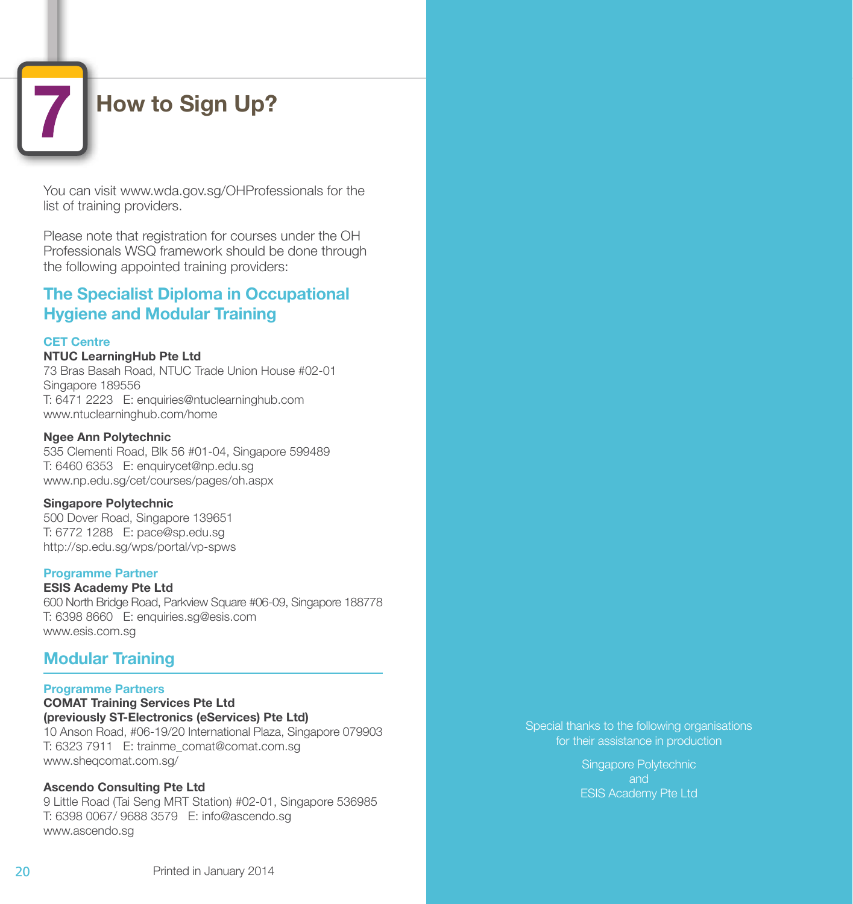# 7 How to Sign Up?

You can visit www.wda.gov.sg/OHProfessionals for the list of training providers.

Please note that registration for courses under the OH Professionals WSQ framework should be done through the following appointed training providers:

## The Specialist Diploma in Occupational Hygiene and Modular Training

### CET Centre

**NTUC LearningHub Pte Ltd**
73 Bras Basah Road, NTUC Trade Union House #02-01
Singapore 189556
T: 6471 2223 E: enquiries@ntuclearninghub.com
www.ntuclearninghub.com/home

**Ngee Ann Polytechnic**
535 Clementi Road, Blk 56 #01-04, Singapore 599489
T: 6460 6353 E: enquirycet@np.edu.sg
www.np.edu.sg/cet/courses/pages/oh.aspx

**Singapore Polytechnic**
500 Dover Road, Singapore 139651
T: 6772 1288 E: pace@sp.edu.sg
http://sp.edu.sg/wps/portal/vp-spws

### Programme Partner

**ESIS Academy Pte Ltd**
600 North Bridge Road, Parkview Square #06-09, Singapore 188778
T: 6398 8660 E: enquiries.sg@esis.com
www.esis.com.sg

## Modular Training

### Programme Partners

**COMAT Training Services Pte Ltd**
**(previously ST-Electronics (eServices) Pte Ltd)**
10 Anson Road, #06-19/20 International Plaza, Singapore 079903
T: 6323 7911 E: trainme_comat@comat.com.sg
www.sheqcomat.com.sg/

**Ascendo Consulting Pte Ltd**
9 Little Road (Tai Seng MRT Station) #02-01, Singapore 536985
T: 6398 0067/ 9688 3579 E: info@ascendo.sg
www.ascendo.sg

Printed in January 2014

Special thanks to the following organisations for their assistance in production

Singapore Polytechnic
and
ESIS Academy Pte Ltd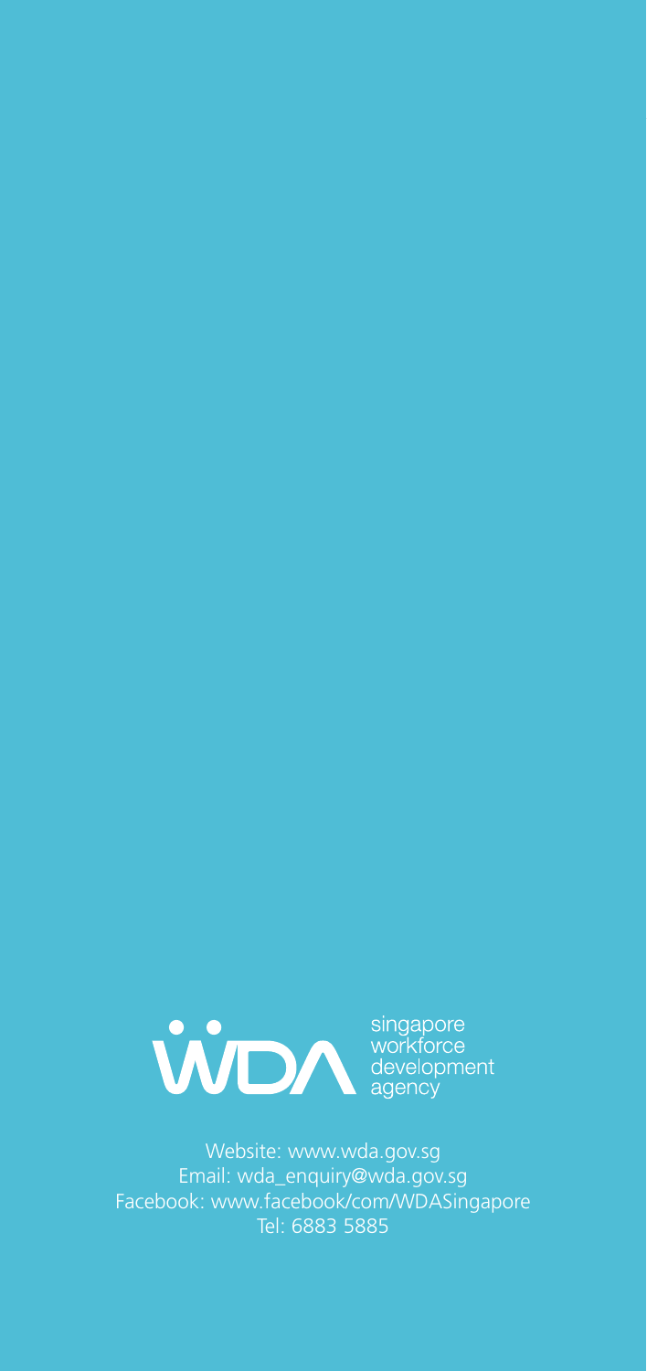WDA singapore workforce development agency

Website: www.wda.gov.sg
Email: wda_enquiry@wda.gov.sg
Facebook: www.facebook/com/WDASingapore
Tel: 6883 5885